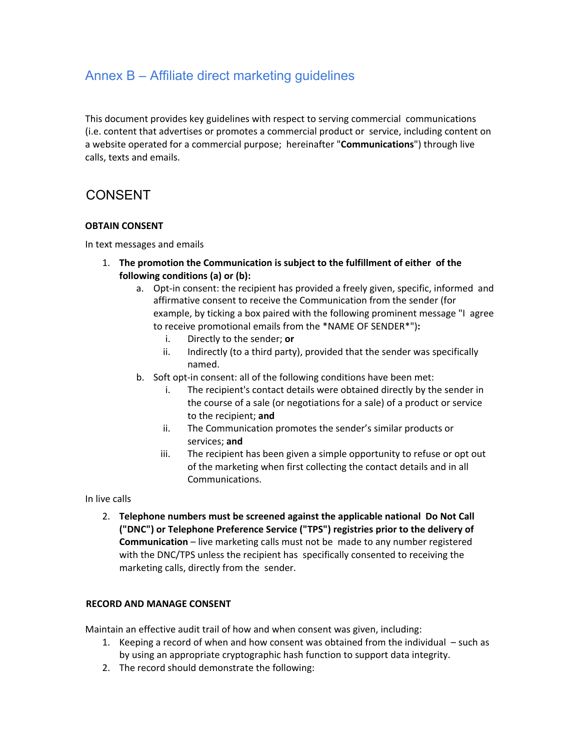# Annex B – Affiliate direct marketing guidelines

This document provides key guidelines with respect to serving commercial communications (i.e. content that advertises or promotes a commercial product or service, including content on a website operated for a commercial purpose; hereinafter "**Communications**") through live calls, texts and emails.

## CONSENT

### OBTAIN CONSENT

In text messages and emails

1. **The promotion the Communication is subject to the fulfillment of either of the following conditions (a) or (b):**
   a. Opt-in consent: the recipient has provided a freely given, specific, informed and affirmative consent to receive the Communication from the sender (for example, by ticking a box paired with the following prominent message "I agree to receive promotional emails from the *NAME OF SENDER*")**:**
      i. Directly to the sender; **or**
      ii. Indirectly (to a third party), provided that the sender was specifically named.
   b. Soft opt-in consent: all of the following conditions have been met:
      i. The recipient's contact details were obtained directly by the sender in the course of a sale (or negotiations for a sale) of a product or service to the recipient; **and**
      ii. The Communication promotes the sender's similar products or services; **and**
      iii. The recipient has been given a simple opportunity to refuse or opt out of the marketing when first collecting the contact details and in all Communications.

In live calls

2. **Telephone numbers must be screened against the applicable national Do Not Call ("DNC") or Telephone Preference Service ("TPS") registries prior to the delivery of Communication** – live marketing calls must not be made to any number registered with the DNC/TPS unless the recipient has specifically consented to receiving the marketing calls, directly from the sender.

### RECORD AND MANAGE CONSENT

Maintain an effective audit trail of how and when consent was given, including:

1. Keeping a record of when and how consent was obtained from the individual – such as by using an appropriate cryptographic hash function to support data integrity.
2. The record should demonstrate the following: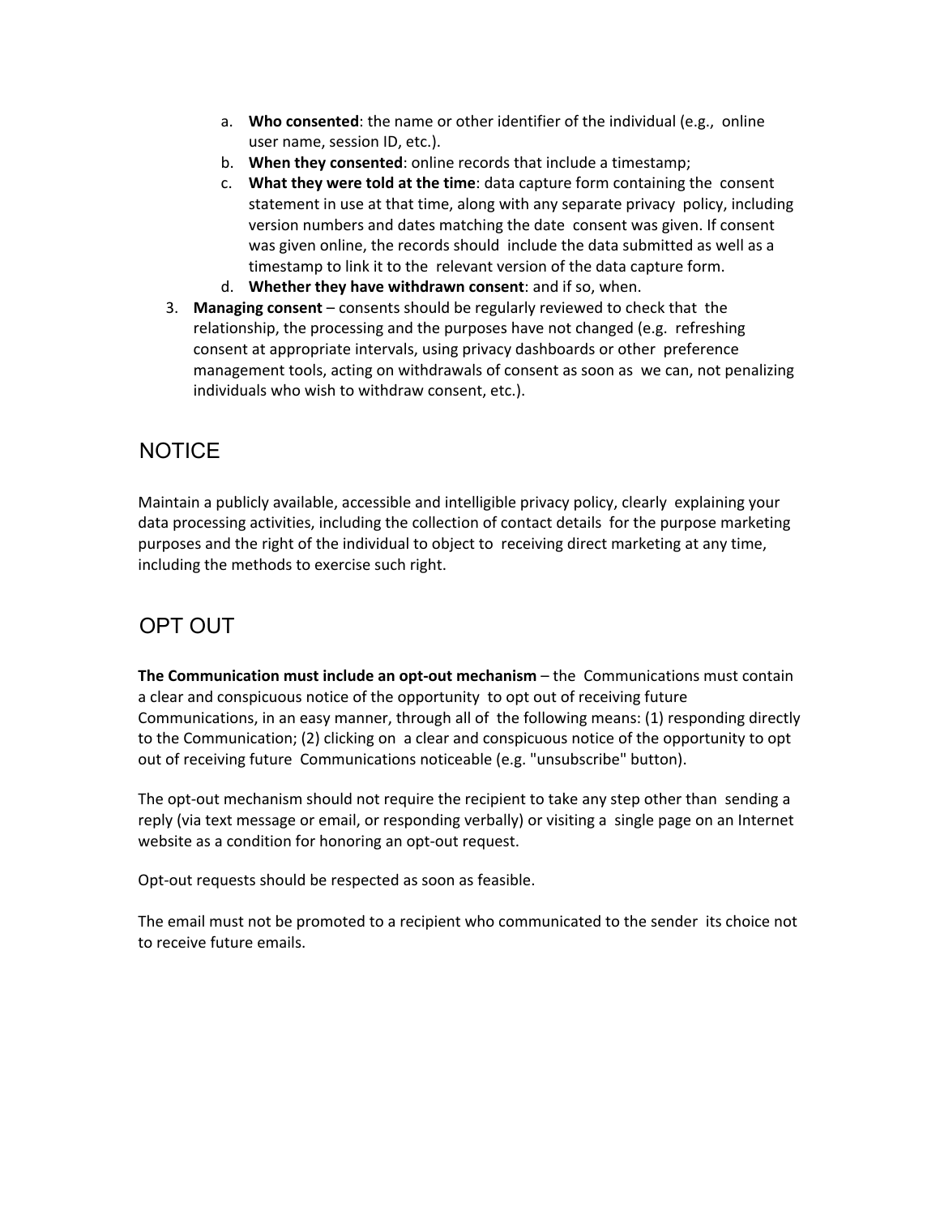a. **Who consented**: the name or other identifier of the individual (e.g., online user name, session ID, etc.).
   b. **When they consented**: online records that include a timestamp;
   c. **What they were told at the time**: data capture form containing the consent statement in use at that time, along with any separate privacy policy, including version numbers and dates matching the date consent was given. If consent was given online, the records should include the data submitted as well as a timestamp to link it to the relevant version of the data capture form.
   d. **Whether they have withdrawn consent**: and if so, when.
3. **Managing consent** – consents should be regularly reviewed to check that the relationship, the processing and the purposes have not changed (e.g. refreshing consent at appropriate intervals, using privacy dashboards or other preference management tools, acting on withdrawals of consent as soon as we can, not penalizing individuals who wish to withdraw consent, etc.).

## NOTICE

Maintain a publicly available, accessible and intelligible privacy policy, clearly explaining your data processing activities, including the collection of contact details for the purpose marketing purposes and the right of the individual to object to receiving direct marketing at any time, including the methods to exercise such right.

## OPT OUT

**The Communication must include an opt-out mechanism** – the Communications must contain a clear and conspicuous notice of the opportunity to opt out of receiving future Communications, in an easy manner, through all of the following means: (1) responding directly to the Communication; (2) clicking on a clear and conspicuous notice of the opportunity to opt out of receiving future Communications noticeable (e.g. "unsubscribe" button).

The opt-out mechanism should not require the recipient to take any step other than sending a reply (via text message or email, or responding verbally) or visiting a single page on an Internet website as a condition for honoring an opt-out request.

Opt-out requests should be respected as soon as feasible.

The email must not be promoted to a recipient who communicated to the sender its choice not to receive future emails.